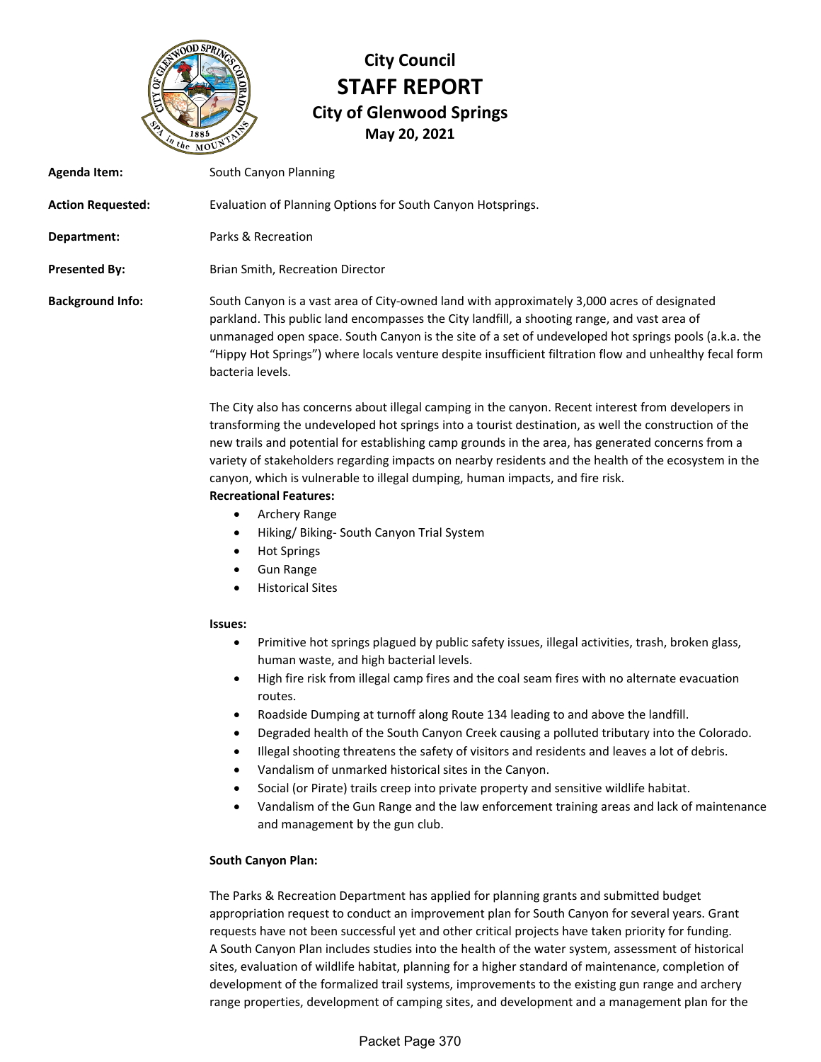# City Council
# STAFF REPORT
## City of Glenwood Springs
**May 20, 2021**

**Agenda Item:** South Canyon Planning

**Action Requested:** Evaluation of Planning Options for South Canyon Hotsprings.

**Department:** Parks & Recreation

**Presented By:** Brian Smith, Recreation Director

**Background Info:** South Canyon is a vast area of City-owned land with approximately 3,000 acres of designated parkland. This public land encompasses the City landfill, a shooting range, and vast area of unmanaged open space. South Canyon is the site of a set of undeveloped hot springs pools (a.k.a. the "Hippy Hot Springs") where locals venture despite insufficient filtration flow and unhealthy fecal form bacteria levels.

The City also has concerns about illegal camping in the canyon. Recent interest from developers in transforming the undeveloped hot springs into a tourist destination, as well the construction of the new trails and potential for establishing camp grounds in the area, has generated concerns from a variety of stakeholders regarding impacts on nearby residents and the health of the ecosystem in the canyon, which is vulnerable to illegal dumping, human impacts, and fire risk.

**Recreational Features:**

- Archery Range
- Hiking/ Biking- South Canyon Trial System
- Hot Springs
- Gun Range
- Historical Sites

**Issues:**

- Primitive hot springs plagued by public safety issues, illegal activities, trash, broken glass, human waste, and high bacterial levels.
- High fire risk from illegal camp fires and the coal seam fires with no alternate evacuation routes.
- Roadside Dumping at turnoff along Route 134 leading to and above the landfill.
- Degraded health of the South Canyon Creek causing a polluted tributary into the Colorado.
- Illegal shooting threatens the safety of visitors and residents and leaves a lot of debris.
- Vandalism of unmarked historical sites in the Canyon.
- Social (or Pirate) trails creep into private property and sensitive wildlife habitat.
- Vandalism of the Gun Range and the law enforcement training areas and lack of maintenance and management by the gun club.

**South Canyon Plan:**

The Parks & Recreation Department has applied for planning grants and submitted budget appropriation request to conduct an improvement plan for South Canyon for several years. Grant requests have not been successful yet and other critical projects have taken priority for funding. A South Canyon Plan includes studies into the health of the water system, assessment of historical sites, evaluation of wildlife habitat, planning for a higher standard of maintenance, completion of development of the formalized trail systems, improvements to the existing gun range and archery range properties, development of camping sites, and development and a management plan for the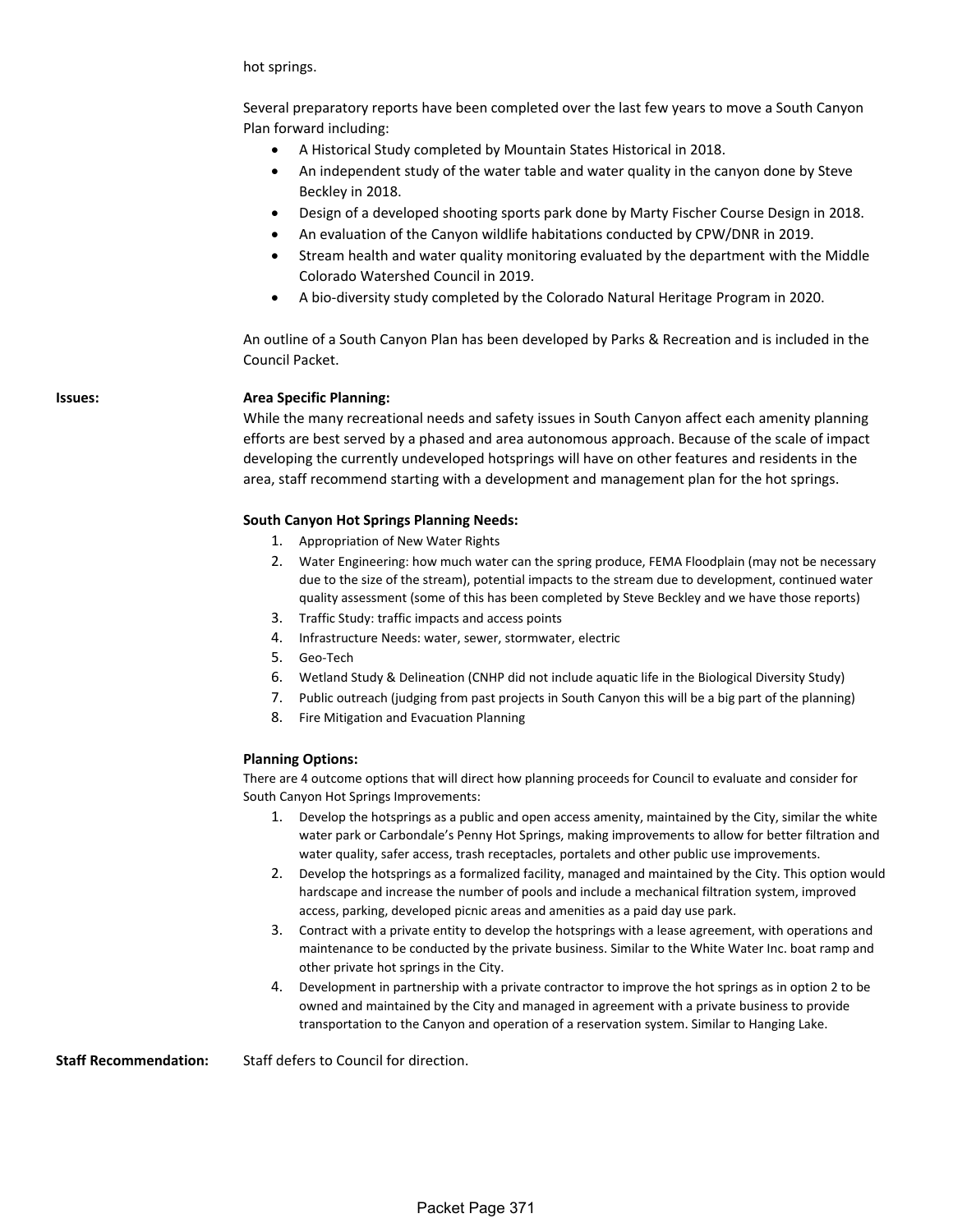hot springs.

Several preparatory reports have been completed over the last few years to move a South Canyon Plan forward including:

- A Historical Study completed by Mountain States Historical in 2018.
- An independent study of the water table and water quality in the canyon done by Steve Beckley in 2018.
- Design of a developed shooting sports park done by Marty Fischer Course Design in 2018.
- An evaluation of the Canyon wildlife habitations conducted by CPW/DNR in 2019.
- Stream health and water quality monitoring evaluated by the department with the Middle Colorado Watershed Council in 2019.
- A bio-diversity study completed by the Colorado Natural Heritage Program in 2020.

An outline of a South Canyon Plan has been developed by Parks & Recreation and is included in the Council Packet.

**Issues:**

**Area Specific Planning:**

While the many recreational needs and safety issues in South Canyon affect each amenity planning efforts are best served by a phased and area autonomous approach. Because of the scale of impact developing the currently undeveloped hotsprings will have on other features and residents in the area, staff recommend starting with a development and management plan for the hot springs.

**South Canyon Hot Springs Planning Needs:**

1. Appropriation of New Water Rights
2. Water Engineering: how much water can the spring produce, FEMA Floodplain (may not be necessary due to the size of the stream), potential impacts to the stream due to development, continued water quality assessment (some of this has been completed by Steve Beckley and we have those reports)
3. Traffic Study: traffic impacts and access points
4. Infrastructure Needs: water, sewer, stormwater, electric
5. Geo-Tech
6. Wetland Study & Delineation (CNHP did not include aquatic life in the Biological Diversity Study)
7. Public outreach (judging from past projects in South Canyon this will be a big part of the planning)
8. Fire Mitigation and Evacuation Planning

**Planning Options:**

There are 4 outcome options that will direct how planning proceeds for Council to evaluate and consider for South Canyon Hot Springs Improvements:

1. Develop the hotsprings as a public and open access amenity, maintained by the City, similar the white water park or Carbondale's Penny Hot Springs, making improvements to allow for better filtration and water quality, safer access, trash receptacles, portalets and other public use improvements.
2. Develop the hotsprings as a formalized facility, managed and maintained by the City. This option would hardscape and increase the number of pools and include a mechanical filtration system, improved access, parking, developed picnic areas and amenities as a paid day use park.
3. Contract with a private entity to develop the hotsprings with a lease agreement, with operations and maintenance to be conducted by the private business. Similar to the White Water Inc. boat ramp and other private hot springs in the City.
4. Development in partnership with a private contractor to improve the hot springs as in option 2 to be owned and maintained by the City and managed in agreement with a private business to provide transportation to the Canyon and operation of a reservation system. Similar to Hanging Lake.

**Staff Recommendation:** Staff defers to Council for direction.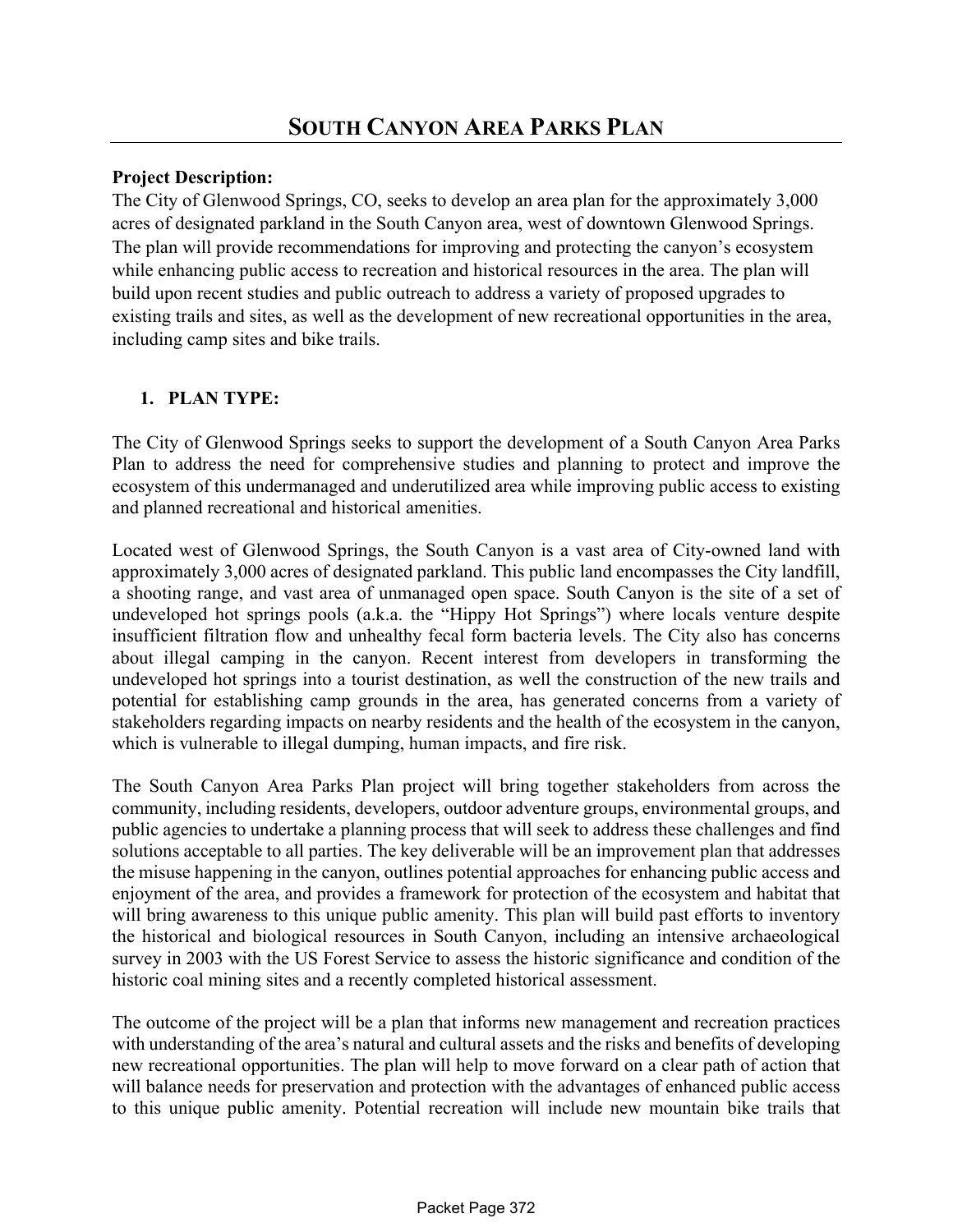# SOUTH CANYON AREA PARKS PLAN

**Project Description:**
The City of Glenwood Springs, CO, seeks to develop an area plan for the approximately 3,000 acres of designated parkland in the South Canyon area, west of downtown Glenwood Springs. The plan will provide recommendations for improving and protecting the canyon's ecosystem while enhancing public access to recreation and historical resources in the area. The plan will build upon recent studies and public outreach to address a variety of proposed upgrades to existing trails and sites, as well as the development of new recreational opportunities in the area, including camp sites and bike trails.

## 1. PLAN TYPE:

The City of Glenwood Springs seeks to support the development of a South Canyon Area Parks Plan to address the need for comprehensive studies and planning to protect and improve the ecosystem of this undermanaged and underutilized area while improving public access to existing and planned recreational and historical amenities.

Located west of Glenwood Springs, the South Canyon is a vast area of City-owned land with approximately 3,000 acres of designated parkland. This public land encompasses the City landfill, a shooting range, and vast area of unmanaged open space. South Canyon is the site of a set of undeveloped hot springs pools (a.k.a. the "Hippy Hot Springs") where locals venture despite insufficient filtration flow and unhealthy fecal form bacteria levels. The City also has concerns about illegal camping in the canyon. Recent interest from developers in transforming the undeveloped hot springs into a tourist destination, as well the construction of the new trails and potential for establishing camp grounds in the area, has generated concerns from a variety of stakeholders regarding impacts on nearby residents and the health of the ecosystem in the canyon, which is vulnerable to illegal dumping, human impacts, and fire risk.

The South Canyon Area Parks Plan project will bring together stakeholders from across the community, including residents, developers, outdoor adventure groups, environmental groups, and public agencies to undertake a planning process that will seek to address these challenges and find solutions acceptable to all parties. The key deliverable will be an improvement plan that addresses the misuse happening in the canyon, outlines potential approaches for enhancing public access and enjoyment of the area, and provides a framework for protection of the ecosystem and habitat that will bring awareness to this unique public amenity. This plan will build past efforts to inventory the historical and biological resources in South Canyon, including an intensive archaeological survey in 2003 with the US Forest Service to assess the historic significance and condition of the historic coal mining sites and a recently completed historical assessment.

The outcome of the project will be a plan that informs new management and recreation practices with understanding of the area's natural and cultural assets and the risks and benefits of developing new recreational opportunities. The plan will help to move forward on a clear path of action that will balance needs for preservation and protection with the advantages of enhanced public access to this unique public amenity. Potential recreation will include new mountain bike trails that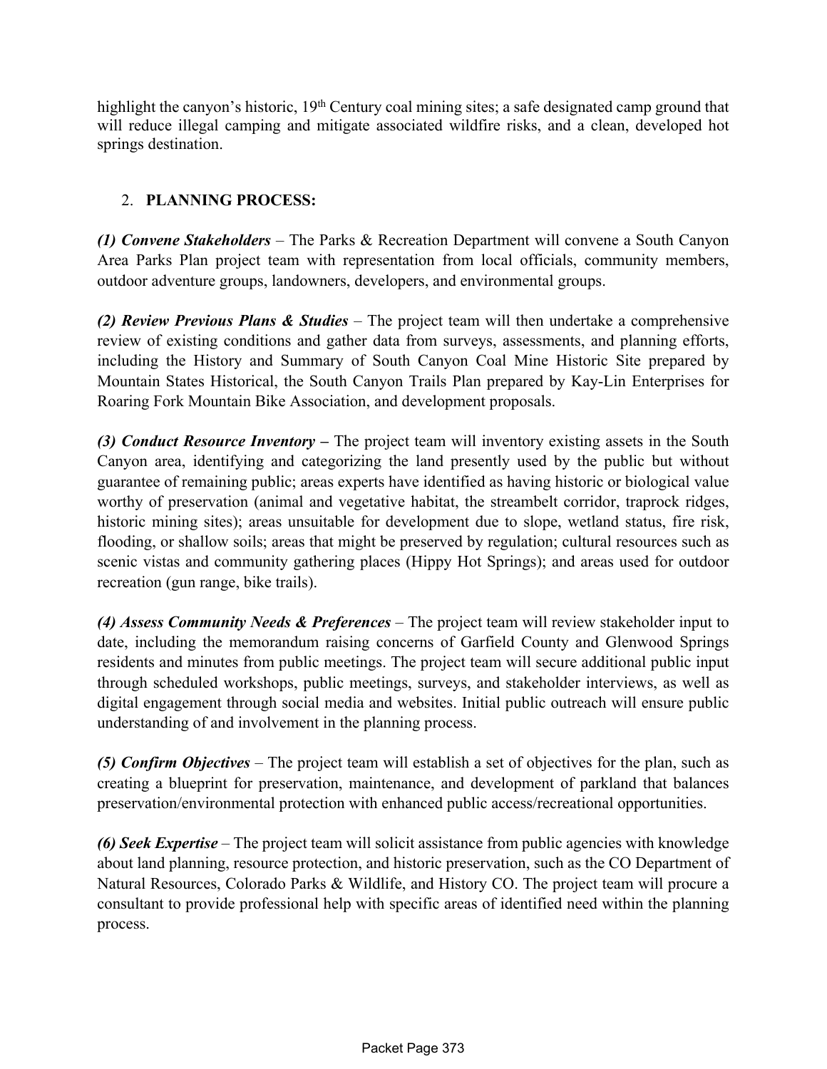highlight the canyon's historic, 19th Century coal mining sites; a safe designated camp ground that will reduce illegal camping and mitigate associated wildfire risks, and a clean, developed hot springs destination.

2. **PLANNING PROCESS:**

***(1) Convene Stakeholders*** – The Parks & Recreation Department will convene a South Canyon Area Parks Plan project team with representation from local officials, community members, outdoor adventure groups, landowners, developers, and environmental groups.

***(2) Review Previous Plans & Studies*** – The project team will then undertake a comprehensive review of existing conditions and gather data from surveys, assessments, and planning efforts, including the History and Summary of South Canyon Coal Mine Historic Site prepared by Mountain States Historical, the South Canyon Trails Plan prepared by Kay-Lin Enterprises for Roaring Fork Mountain Bike Association, and development proposals.

***(3) Conduct Resource Inventory –*** The project team will inventory existing assets in the South Canyon area, identifying and categorizing the land presently used by the public but without guarantee of remaining public; areas experts have identified as having historic or biological value worthy of preservation (animal and vegetative habitat, the streambelt corridor, traprock ridges, historic mining sites); areas unsuitable for development due to slope, wetland status, fire risk, flooding, or shallow soils; areas that might be preserved by regulation; cultural resources such as scenic vistas and community gathering places (Hippy Hot Springs); and areas used for outdoor recreation (gun range, bike trails).

***(4) Assess Community Needs & Preferences*** – The project team will review stakeholder input to date, including the memorandum raising concerns of Garfield County and Glenwood Springs residents and minutes from public meetings. The project team will secure additional public input through scheduled workshops, public meetings, surveys, and stakeholder interviews, as well as digital engagement through social media and websites. Initial public outreach will ensure public understanding of and involvement in the planning process.

***(5) Confirm Objectives*** – The project team will establish a set of objectives for the plan, such as creating a blueprint for preservation, maintenance, and development of parkland that balances preservation/environmental protection with enhanced public access/recreational opportunities.

***(6) Seek Expertise*** – The project team will solicit assistance from public agencies with knowledge about land planning, resource protection, and historic preservation, such as the CO Department of Natural Resources, Colorado Parks & Wildlife, and History CO. The project team will procure a consultant to provide professional help with specific areas of identified need within the planning process.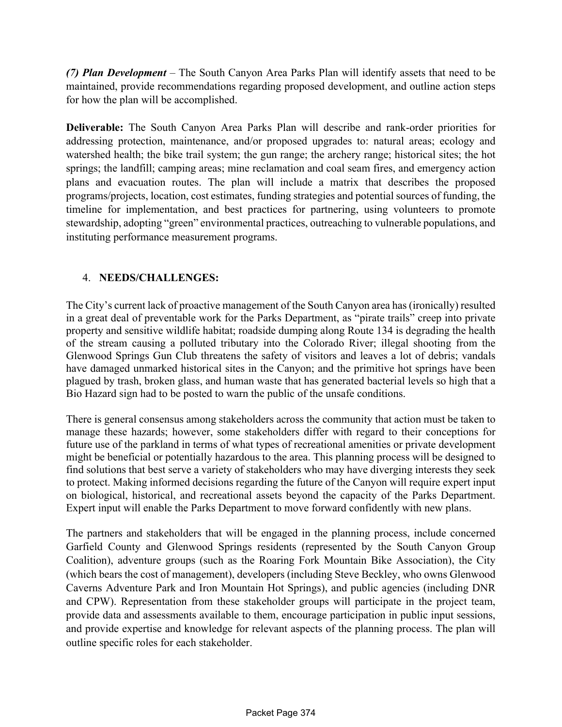***(7) Plan Development*** – The South Canyon Area Parks Plan will identify assets that need to be maintained, provide recommendations regarding proposed development, and outline action steps for how the plan will be accomplished.

**Deliverable:** The South Canyon Area Parks Plan will describe and rank-order priorities for addressing protection, maintenance, and/or proposed upgrades to: natural areas; ecology and watershed health; the bike trail system; the gun range; the archery range; historical sites; the hot springs; the landfill; camping areas; mine reclamation and coal seam fires, and emergency action plans and evacuation routes. The plan will include a matrix that describes the proposed programs/projects, location, cost estimates, funding strategies and potential sources of funding, the timeline for implementation, and best practices for partnering, using volunteers to promote stewardship, adopting "green" environmental practices, outreaching to vulnerable populations, and instituting performance measurement programs.

## 4. **NEEDS/CHALLENGES:**

The City's current lack of proactive management of the South Canyon area has (ironically) resulted in a great deal of preventable work for the Parks Department, as "pirate trails" creep into private property and sensitive wildlife habitat; roadside dumping along Route 134 is degrading the health of the stream causing a polluted tributary into the Colorado River; illegal shooting from the Glenwood Springs Gun Club threatens the safety of visitors and leaves a lot of debris; vandals have damaged unmarked historical sites in the Canyon; and the primitive hot springs have been plagued by trash, broken glass, and human waste that has generated bacterial levels so high that a Bio Hazard sign had to be posted to warn the public of the unsafe conditions.

There is general consensus among stakeholders across the community that action must be taken to manage these hazards; however, some stakeholders differ with regard to their conceptions for future use of the parkland in terms of what types of recreational amenities or private development might be beneficial or potentially hazardous to the area. This planning process will be designed to find solutions that best serve a variety of stakeholders who may have diverging interests they seek to protect. Making informed decisions regarding the future of the Canyon will require expert input on biological, historical, and recreational assets beyond the capacity of the Parks Department. Expert input will enable the Parks Department to move forward confidently with new plans.

The partners and stakeholders that will be engaged in the planning process, include concerned Garfield County and Glenwood Springs residents (represented by the South Canyon Group Coalition), adventure groups (such as the Roaring Fork Mountain Bike Association), the City (which bears the cost of management), developers (including Steve Beckley, who owns Glenwood Caverns Adventure Park and Iron Mountain Hot Springs), and public agencies (including DNR and CPW). Representation from these stakeholder groups will participate in the project team, provide data and assessments available to them, encourage participation in public input sessions, and provide expertise and knowledge for relevant aspects of the planning process. The plan will outline specific roles for each stakeholder.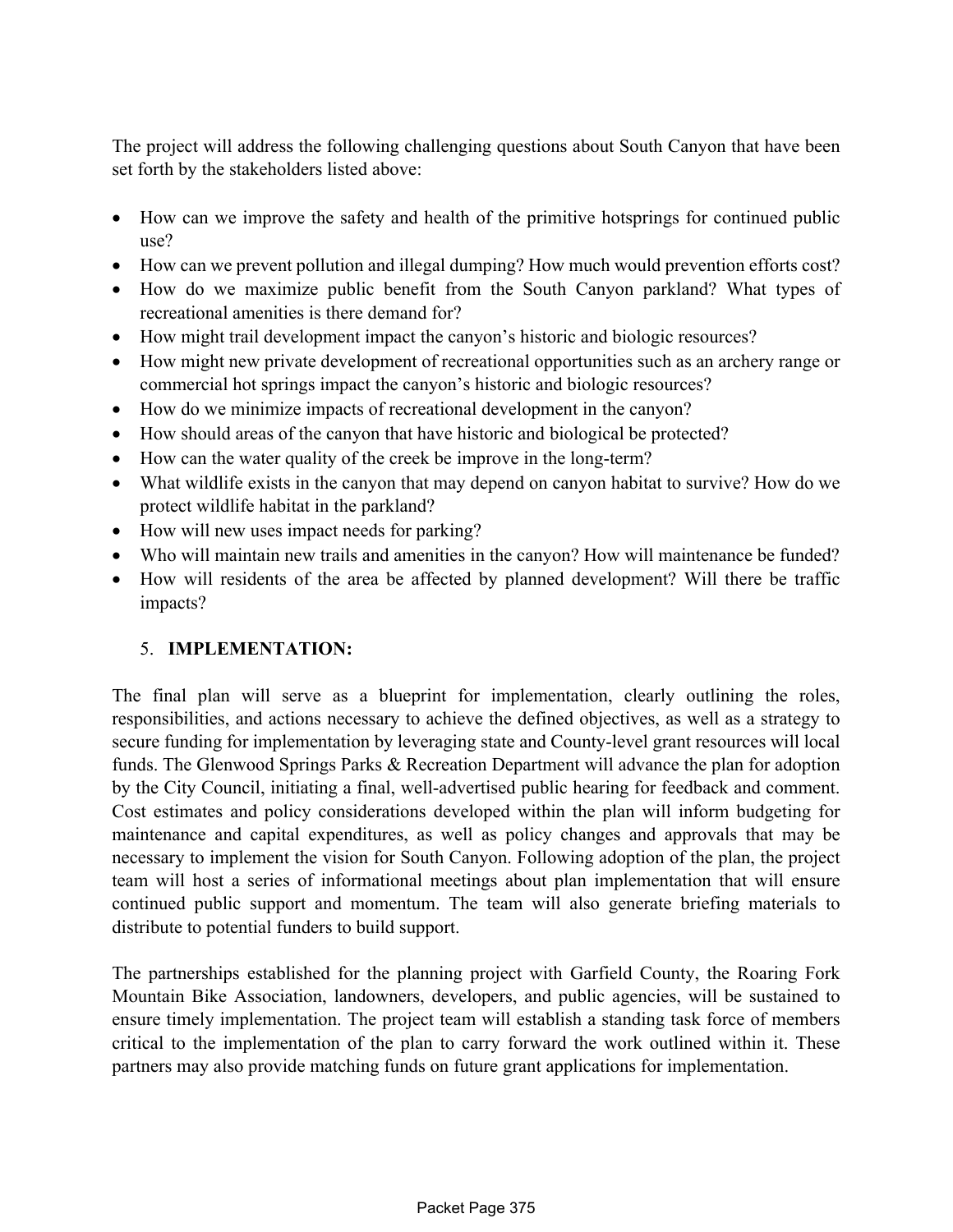The project will address the following challenging questions about South Canyon that have been set forth by the stakeholders listed above:

- How can we improve the safety and health of the primitive hotsprings for continued public use?
- How can we prevent pollution and illegal dumping? How much would prevention efforts cost?
- How do we maximize public benefit from the South Canyon parkland? What types of recreational amenities is there demand for?
- How might trail development impact the canyon's historic and biologic resources?
- How might new private development of recreational opportunities such as an archery range or commercial hot springs impact the canyon's historic and biologic resources?
- How do we minimize impacts of recreational development in the canyon?
- How should areas of the canyon that have historic and biological be protected?
- How can the water quality of the creek be improve in the long-term?
- What wildlife exists in the canyon that may depend on canyon habitat to survive? How do we protect wildlife habitat in the parkland?
- How will new uses impact needs for parking?
- Who will maintain new trails and amenities in the canyon? How will maintenance be funded?
- How will residents of the area be affected by planned development? Will there be traffic impacts?

5. **IMPLEMENTATION:**

The final plan will serve as a blueprint for implementation, clearly outlining the roles, responsibilities, and actions necessary to achieve the defined objectives, as well as a strategy to secure funding for implementation by leveraging state and County-level grant resources will local funds. The Glenwood Springs Parks & Recreation Department will advance the plan for adoption by the City Council, initiating a final, well-advertised public hearing for feedback and comment. Cost estimates and policy considerations developed within the plan will inform budgeting for maintenance and capital expenditures, as well as policy changes and approvals that may be necessary to implement the vision for South Canyon. Following adoption of the plan, the project team will host a series of informational meetings about plan implementation that will ensure continued public support and momentum. The team will also generate briefing materials to distribute to potential funders to build support.

The partnerships established for the planning project with Garfield County, the Roaring Fork Mountain Bike Association, landowners, developers, and public agencies, will be sustained to ensure timely implementation. The project team will establish a standing task force of members critical to the implementation of the plan to carry forward the work outlined within it. These partners may also provide matching funds on future grant applications for implementation.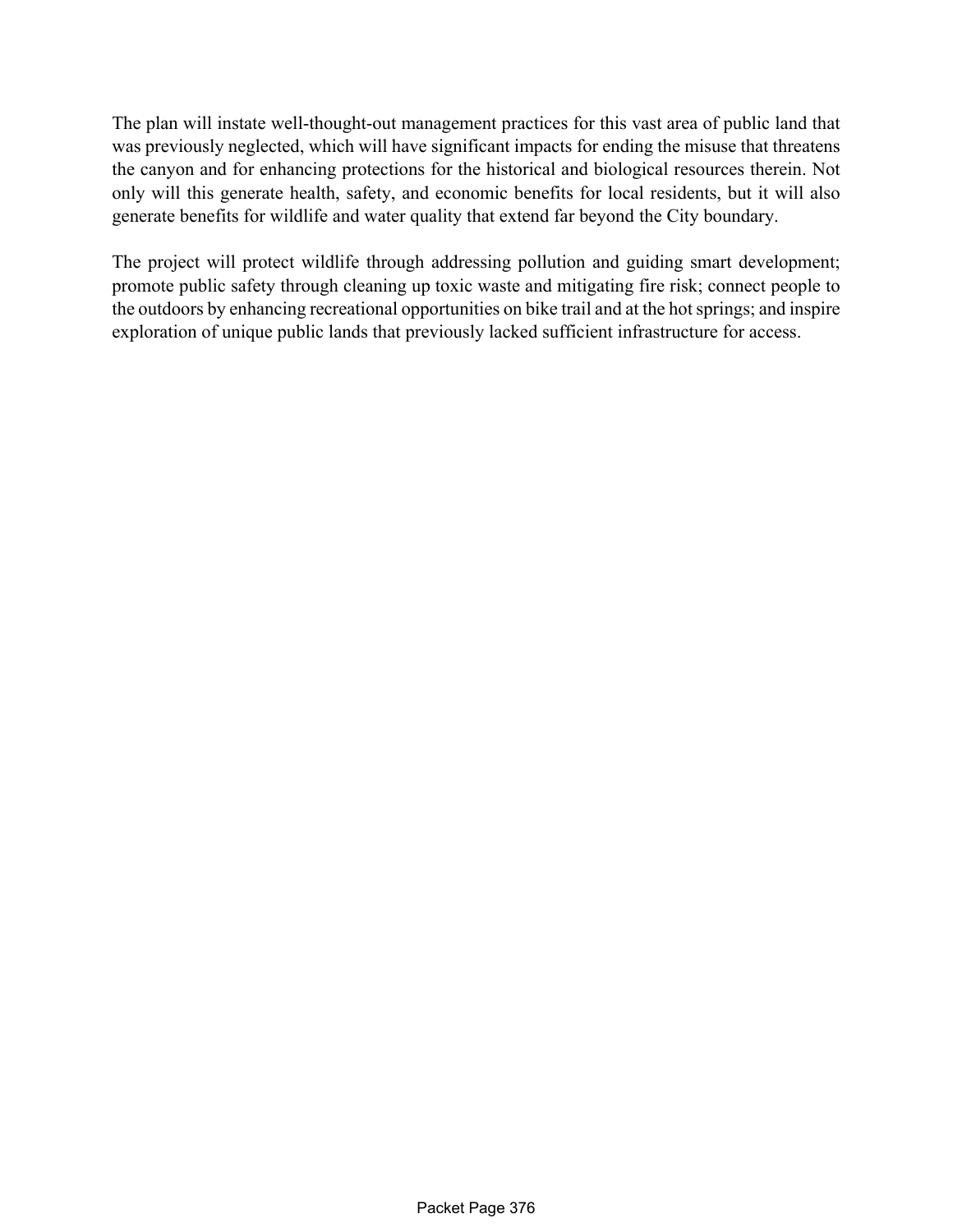The plan will instate well-thought-out management practices for this vast area of public land that was previously neglected, which will have significant impacts for ending the misuse that threatens the canyon and for enhancing protections for the historical and biological resources therein. Not only will this generate health, safety, and economic benefits for local residents, but it will also generate benefits for wildlife and water quality that extend far beyond the City boundary.

The project will protect wildlife through addressing pollution and guiding smart development; promote public safety through cleaning up toxic waste and mitigating fire risk; connect people to the outdoors by enhancing recreational opportunities on bike trail and at the hot springs; and inspire exploration of unique public lands that previously lacked sufficient infrastructure for access.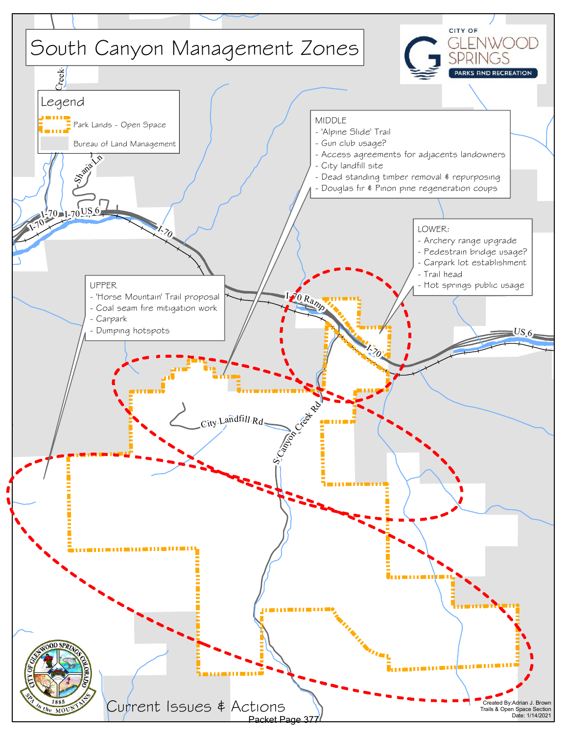# South Canyon Management Zones

## Legend

- Park Lands - Open Space
- Bureau of Land Management

MIDDLE
- 'Alpine Slide' Trail
- Gun club usage?
- Access agreements for adjacents landowners
- City landfill site
- Dead standing timber removal & repurposing
- Douglas fir & Pinon pine regeneration coups

LOWER:
- Archery range upgrade
- Pedestrain bridge usage?
- Carpark lot establishment
- Trail head
- Hot springs public usage

UPPER
- 'Horse Mountain' Trail proposal
- Coal seam fire mitigation work
- Carpark
- Dumping hotspots

Creek
Shania Ln
I-70
US 6
I-70 Ramp
City Landfill Rd
S Canyon Creek Rd

Current Issues & Actions

Created By: Adrian J. Brown
Trails & Open Space Section
Date: 1/14/2021